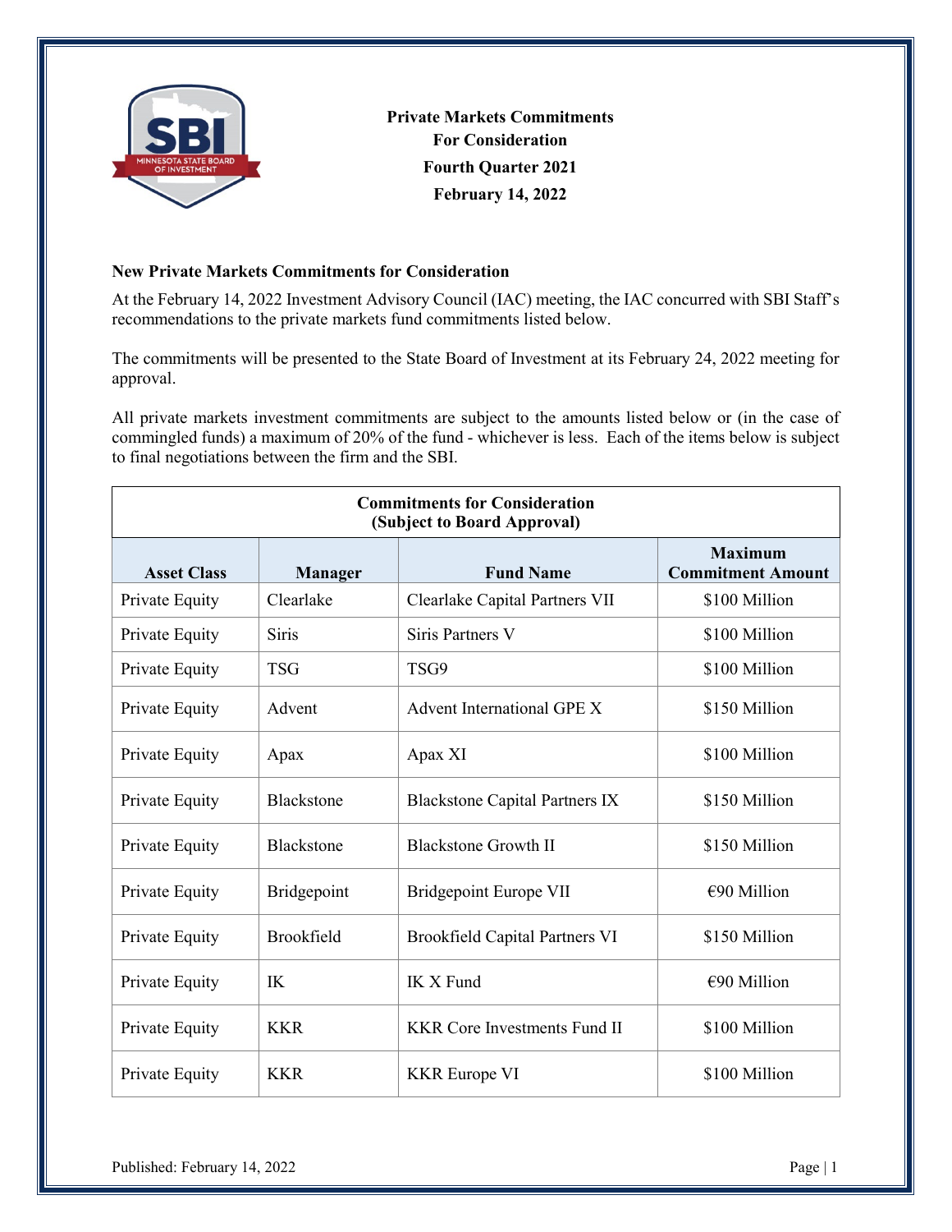**Private Markets Commitments**
**For Consideration**
**Fourth Quarter 2021**
**February 14, 2022**

## New Private Markets Commitments for Consideration

At the February 14, 2022 Investment Advisory Council (IAC) meeting, the IAC concurred with SBI Staff's recommendations to the private markets fund commitments listed below.

The commitments will be presented to the State Board of Investment at its February 24, 2022 meeting for approval.

All private markets investment commitments are subject to the amounts listed below or (in the case of commingled funds) a maximum of 20% of the fund - whichever is less. Each of the items below is subject to final negotiations between the firm and the SBI.

**Commitments for Consideration (Subject to Board Approval)**

| Asset Class | Manager | Fund Name | Maximum Commitment Amount |
|---|---|---|---|
| Private Equity | Clearlake | Clearlake Capital Partners VII | $100 Million |
| Private Equity | Siris | Siris Partners V | $100 Million |
| Private Equity | TSG | TSG9 | $100 Million |
| Private Equity | Advent | Advent International GPE X | $150 Million |
| Private Equity | Apax | Apax XI | $100 Million |
| Private Equity | Blackstone | Blackstone Capital Partners IX | $150 Million |
| Private Equity | Blackstone | Blackstone Growth II | $150 Million |
| Private Equity | Bridgepoint | Bridgepoint Europe VII | €90 Million |
| Private Equity | Brookfield | Brookfield Capital Partners VI | $150 Million |
| Private Equity | IK | IK X Fund | €90 Million |
| Private Equity | KKR | KKR Core Investments Fund II | $100 Million |
| Private Equity | KKR | KKR Europe VI | $100 Million |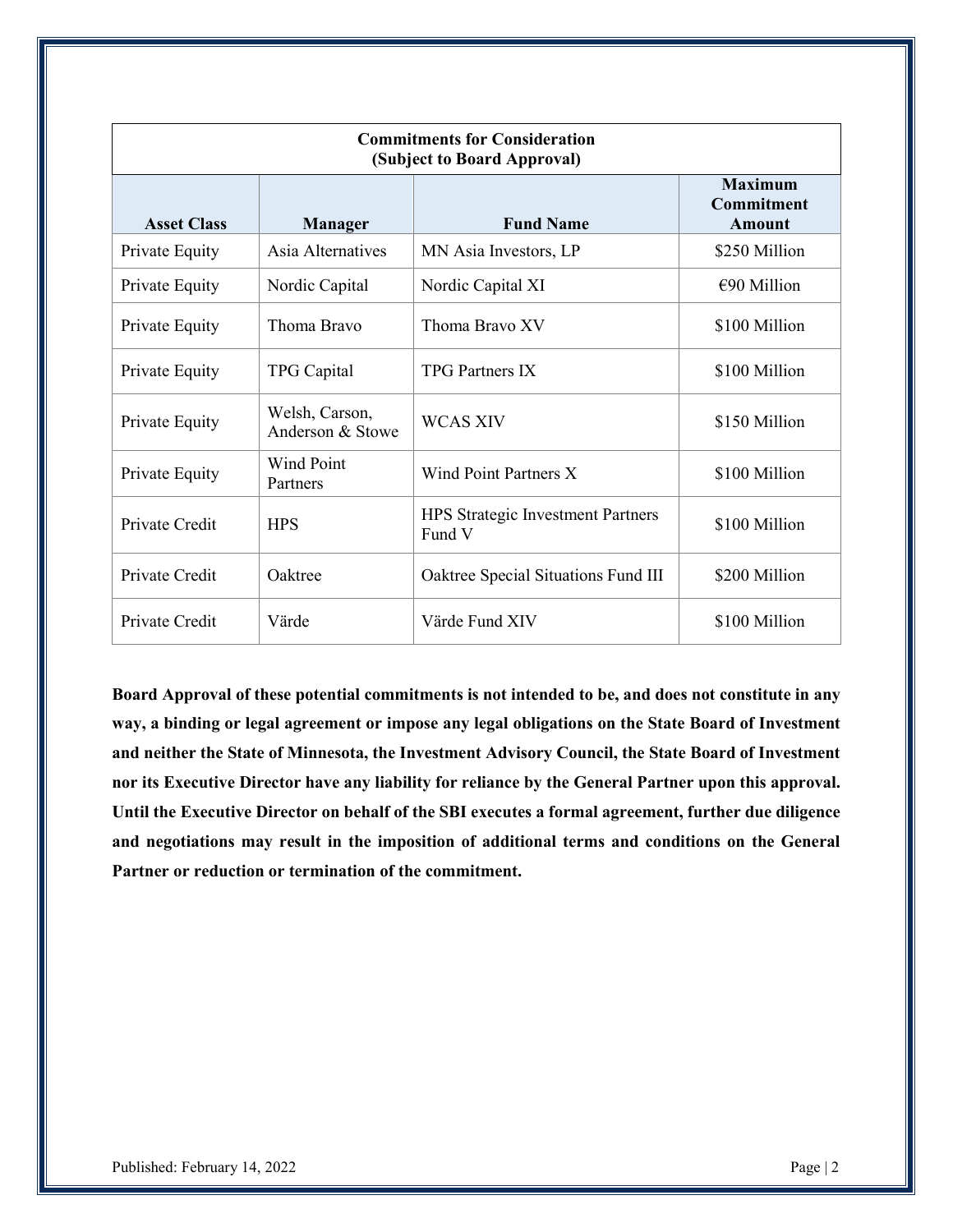| Commitments for Consideration (Subject to Board Approval) | | | |
|---|---|---|---|
| **Asset Class** | **Manager** | **Fund Name** | **Maximum Commitment Amount** |
| Private Equity | Asia Alternatives | MN Asia Investors, LP | \$250 Million |
| Private Equity | Nordic Capital | Nordic Capital XI | €90 Million |
| Private Equity | Thoma Bravo | Thoma Bravo XV | \$100 Million |
| Private Equity | TPG Capital | TPG Partners IX | \$100 Million |
| Private Equity | Welsh, Carson, Anderson & Stowe | WCAS XIV | \$150 Million |
| Private Equity | Wind Point Partners | Wind Point Partners X | \$100 Million |
| Private Credit | HPS | HPS Strategic Investment Partners Fund V | \$100 Million |
| Private Credit | Oaktree | Oaktree Special Situations Fund III | \$200 Million |
| Private Credit | Värde | Värde Fund XIV | \$100 Million |

**Board Approval of these potential commitments is not intended to be, and does not constitute in any way, a binding or legal agreement or impose any legal obligations on the State Board of Investment and neither the State of Minnesota, the Investment Advisory Council, the State Board of Investment nor its Executive Director have any liability for reliance by the General Partner upon this approval. Until the Executive Director on behalf of the SBI executes a formal agreement, further due diligence and negotiations may result in the imposition of additional terms and conditions on the General Partner or reduction or termination of the commitment.**

Published: February 14, 2022